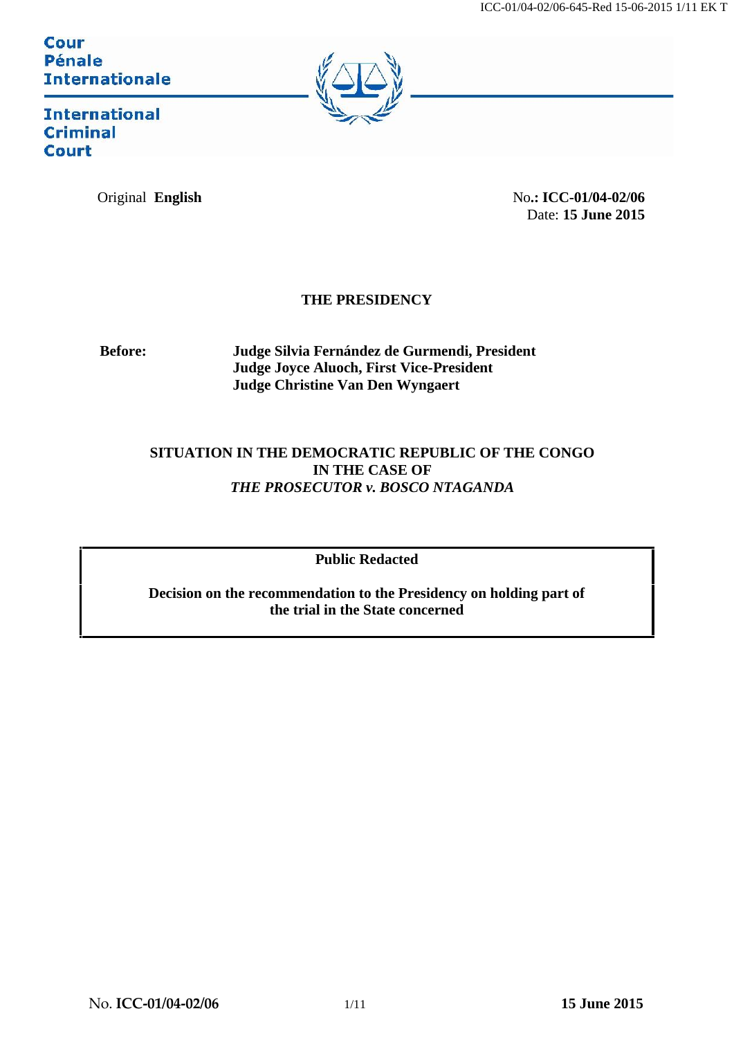Cour
Pénale
Internationale

International
Criminal
Court

Original **English**

No**.: ICC-01/04-02/06**
Date: **15 June 2015**

**THE PRESIDENCY**

**Before:** **Judge Silvia Fernández de Gurmendi, President**
**Judge Joyce Aluoch, First Vice-President**
**Judge Christine Van Den Wyngaert**

**SITUATION IN THE DEMOCRATIC REPUBLIC OF THE CONGO**
**IN THE CASE OF**
***THE PROSECUTOR v. BOSCO NTAGANDA***

**Public Redacted**

**Decision on the recommendation to the Presidency on holding part of the trial in the State concerned**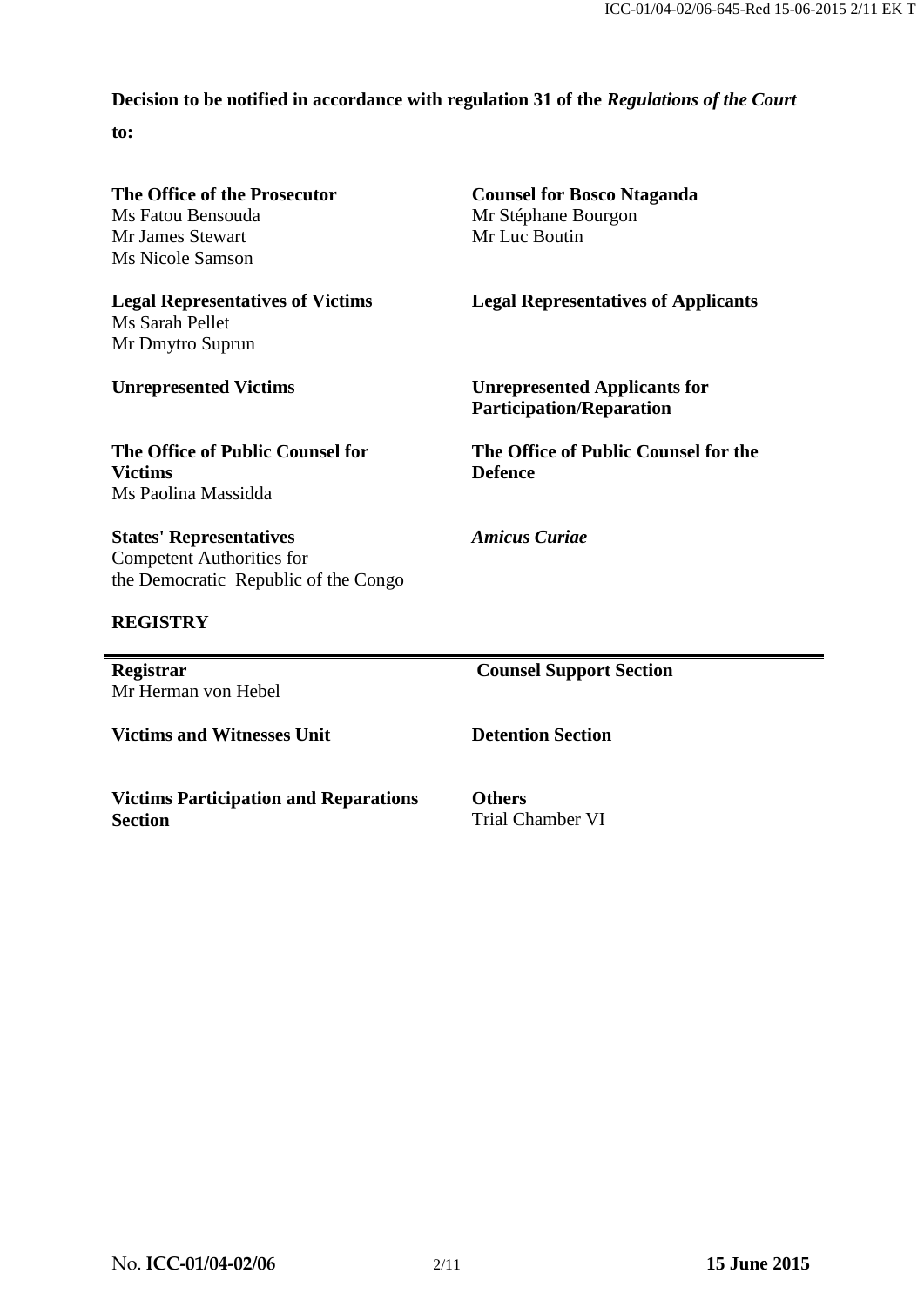**Decision to be notified in accordance with regulation 31 of the *Regulations of the Court* to:**

**The Office of the Prosecutor**
Ms Fatou Bensouda
Mr James Stewart
Ms Nicole Samson

**Counsel for Bosco Ntaganda**
Mr Stéphane Bourgon
Mr Luc Boutin

**Legal Representatives of Victims**
Ms Sarah Pellet
Mr Dmytro Suprun

**Legal Representatives of Applicants**

**Unrepresented Victims**

**Unrepresented Applicants for Participation/Reparation**

**The Office of Public Counsel for Victims**
Ms Paolina Massidda

**The Office of Public Counsel for the Defence**

**States' Representatives**
Competent Authorities for the Democratic Republic of the Congo

***Amicus Curiae***

**REGISTRY**

**Registrar**
Mr Herman von Hebel

**Counsel Support Section**

**Victims and Witnesses Unit**

**Detention Section**

**Victims Participation and Reparations Section**

**Others**
Trial Chamber VI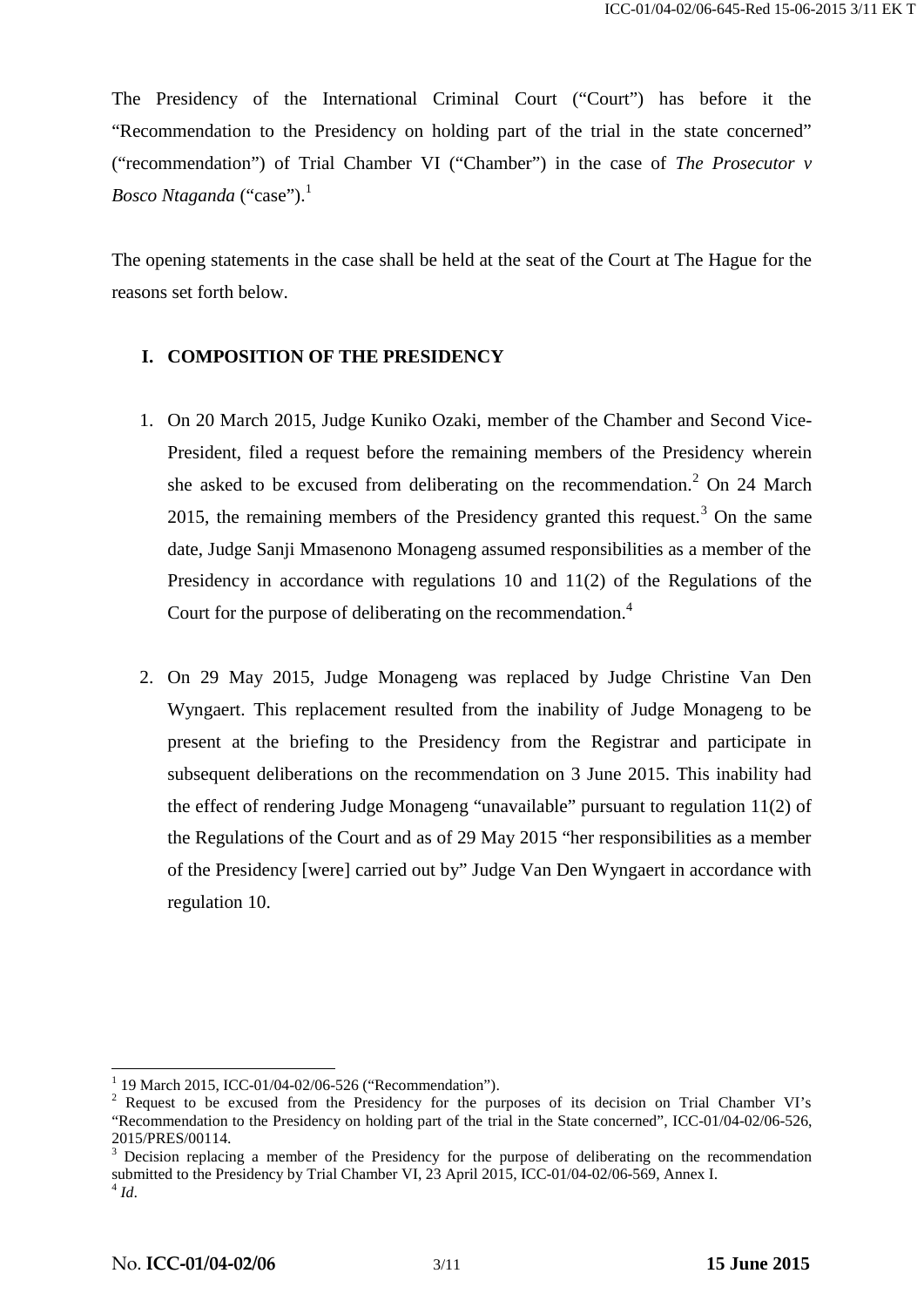The Presidency of the International Criminal Court ("Court") has before it the "Recommendation to the Presidency on holding part of the trial in the state concerned" ("recommendation") of Trial Chamber VI ("Chamber") in the case of *The Prosecutor v Bosco Ntaganda* ("case").[1]

The opening statements in the case shall be held at the seat of the Court at The Hague for the reasons set forth below.

## I. COMPOSITION OF THE PRESIDENCY

1. On 20 March 2015, Judge Kuniko Ozaki, member of the Chamber and Second Vice-President, filed a request before the remaining members of the Presidency wherein she asked to be excused from deliberating on the recommendation.[2] On 24 March 2015, the remaining members of the Presidency granted this request.[3] On the same date, Judge Sanji Mmasenono Monageng assumed responsibilities as a member of the Presidency in accordance with regulations 10 and 11(2) of the Regulations of the Court for the purpose of deliberating on the recommendation.[4]

2. On 29 May 2015, Judge Monageng was replaced by Judge Christine Van Den Wyngaert. This replacement resulted from the inability of Judge Monageng to be present at the briefing to the Presidency from the Registrar and participate in subsequent deliberations on the recommendation on 3 June 2015. This inability had the effect of rendering Judge Monageng "unavailable" pursuant to regulation 11(2) of the Regulations of the Court and as of 29 May 2015 "her responsibilities as a member of the Presidency [were] carried out by" Judge Van Den Wyngaert in accordance with regulation 10.

---

[1] 19 March 2015, ICC-01/04-02/06-526 ("Recommendation").

[2] Request to be excused from the Presidency for the purposes of its decision on Trial Chamber VI's "Recommendation to the Presidency on holding part of the trial in the State concerned", ICC-01/04-02/06-526, 2015/PRES/00114.

[3] Decision replacing a member of the Presidency for the purpose of deliberating on the recommendation submitted to the Presidency by Trial Chamber VI, 23 April 2015, ICC-01/04-02/06-569, Annex I.

[4] *Id*.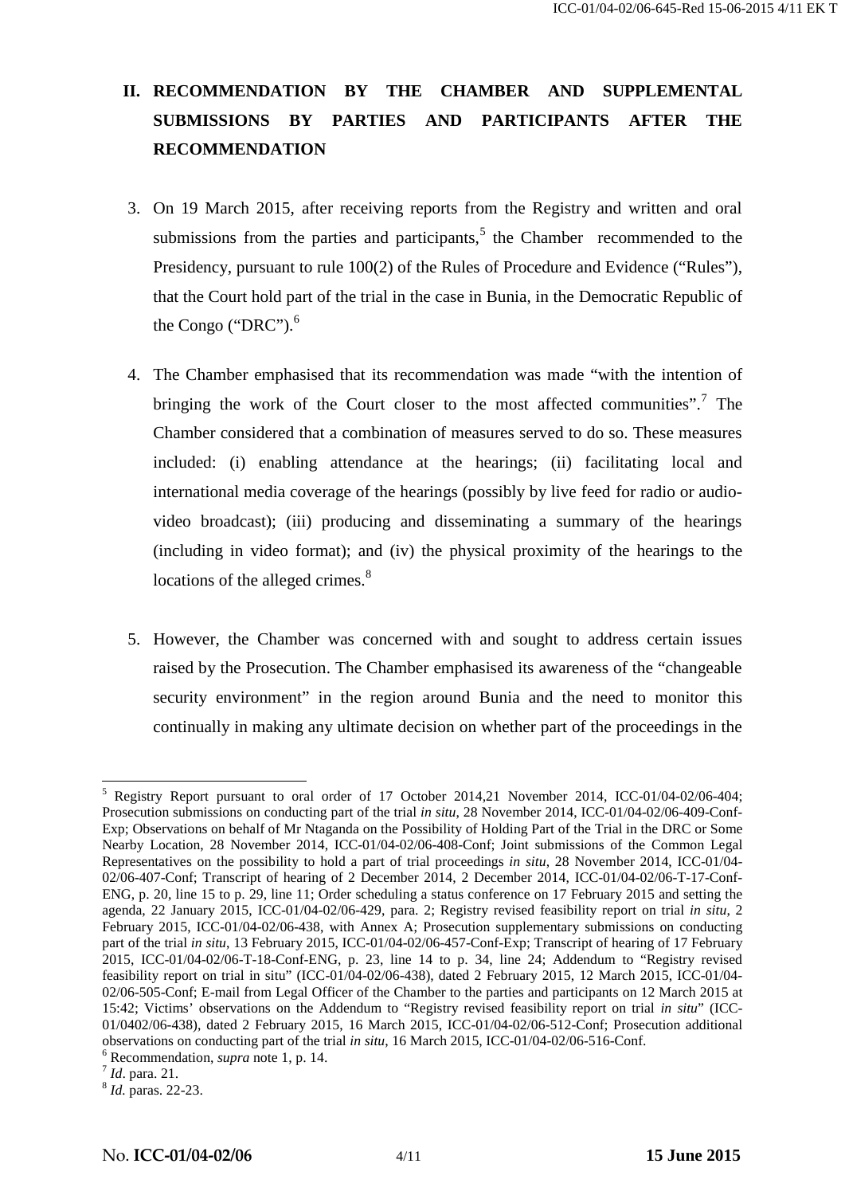## II. RECOMMENDATION BY THE CHAMBER AND SUPPLEMENTAL SUBMISSIONS BY PARTIES AND PARTICIPANTS AFTER THE RECOMMENDATION

3. On 19 March 2015, after receiving reports from the Registry and written and oral submissions from the parties and participants,[5] the Chamber recommended to the Presidency, pursuant to rule 100(2) of the Rules of Procedure and Evidence ("Rules"), that the Court hold part of the trial in the case in Bunia, in the Democratic Republic of the Congo ("DRC").[6]

4. The Chamber emphasised that its recommendation was made "with the intention of bringing the work of the Court closer to the most affected communities".[7] The Chamber considered that a combination of measures served to do so. These measures included: (i) enabling attendance at the hearings; (ii) facilitating local and international media coverage of the hearings (possibly by live feed for radio or audio-video broadcast); (iii) producing and disseminating a summary of the hearings (including in video format); and (iv) the physical proximity of the hearings to the locations of the alleged crimes.[8]

5. However, the Chamber was concerned with and sought to address certain issues raised by the Prosecution. The Chamber emphasised its awareness of the "changeable security environment" in the region around Bunia and the need to monitor this continually in making any ultimate decision on whether part of the proceedings in the

---

[5] Registry Report pursuant to oral order of 17 October 2014,21 November 2014, ICC-01/04-02/06-404; Prosecution submissions on conducting part of the trial *in situ*, 28 November 2014, ICC-01/04-02/06-409-Conf-Exp; Observations on behalf of Mr Ntaganda on the Possibility of Holding Part of the Trial in the DRC or Some Nearby Location, 28 November 2014, ICC-01/04-02/06-408-Conf; Joint submissions of the Common Legal Representatives on the possibility to hold a part of trial proceedings *in situ*, 28 November 2014, ICC-01/04-02/06-407-Conf; Transcript of hearing of 2 December 2014, 2 December 2014, ICC-01/04-02/06-T-17-Conf-ENG, p. 20, line 15 to p. 29, line 11; Order scheduling a status conference on 17 February 2015 and setting the agenda, 22 January 2015, ICC-01/04-02/06-429, para. 2; Registry revised feasibility report on trial *in situ*, 2 February 2015, ICC-01/04-02/06-438, with Annex A; Prosecution supplementary submissions on conducting part of the trial *in situ*, 13 February 2015, ICC-01/04-02/06-457-Conf-Exp; Transcript of hearing of 17 February 2015, ICC-01/04-02/06-T-18-Conf-ENG, p. 23, line 14 to p. 34, line 24; Addendum to "Registry revised feasibility report on trial in situ" (ICC-01/04-02/06-438), dated 2 February 2015, 12 March 2015, ICC-01/04-02/06-505-Conf; E-mail from Legal Officer of the Chamber to the parties and participants on 12 March 2015 at 15:42; Victims' observations on the Addendum to "Registry revised feasibility report on trial *in situ*" (ICC-01/0402/06-438), dated 2 February 2015, 16 March 2015, ICC-01/04-02/06-512-Conf; Prosecution additional observations on conducting part of the trial *in situ*, 16 March 2015, ICC-01/04-02/06-516-Conf.

[6] Recommendation, *supra* note 1, p. 14.

[7] *Id*. para. 21.

[8] *Id.* paras. 22-23.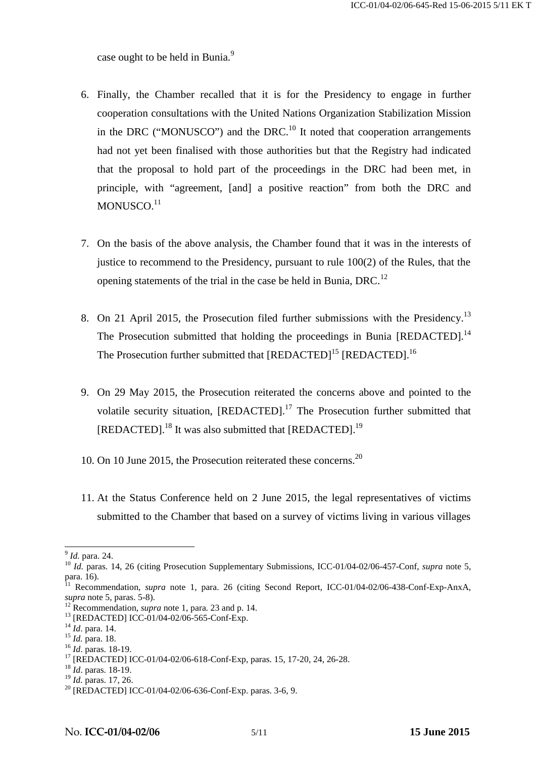case ought to be held in Bunia.[9]

6. Finally, the Chamber recalled that it is for the Presidency to engage in further cooperation consultations with the United Nations Organization Stabilization Mission in the DRC ("MONUSCO") and the DRC.[10] It noted that cooperation arrangements had not yet been finalised with those authorities but that the Registry had indicated that the proposal to hold part of the proceedings in the DRC had been met, in principle, with "agreement, [and] a positive reaction" from both the DRC and MONUSCO.[11]

7. On the basis of the above analysis, the Chamber found that it was in the interests of justice to recommend to the Presidency, pursuant to rule 100(2) of the Rules, that the opening statements of the trial in the case be held in Bunia, DRC.[12]

8. On 21 April 2015, the Prosecution filed further submissions with the Presidency.[13] The Prosecution submitted that holding the proceedings in Bunia [REDACTED].[14] The Prosecution further submitted that [REDACTED][15] [REDACTED].[16]

9. On 29 May 2015, the Prosecution reiterated the concerns above and pointed to the volatile security situation, [REDACTED].[17] The Prosecution further submitted that [REDACTED].[18] It was also submitted that [REDACTED].[19]

10. On 10 June 2015, the Prosecution reiterated these concerns.[20]

11. At the Status Conference held on 2 June 2015, the legal representatives of victims submitted to the Chamber that based on a survey of victims living in various villages

---

[9] *Id.* para. 24.
[10] *Id.* paras. 14, 26 (citing Prosecution Supplementary Submissions, ICC-01/04-02/06-457-Conf, *supra* note 5, para. 16).
[11] Recommendation, *supra* note 1, para. 26 (citing Second Report, ICC-01/04-02/06-438-Conf-Exp-AnxA, *supra* note 5, paras. 5-8).
[12] Recommendation, *supra* note 1, para. 23 and p. 14.
[13] [REDACTED] ICC-01/04-02/06-565-Conf-Exp.
[14] *Id*. para. 14.
[15] *Id.* para. 18.
[16] *Id*. paras. 18-19.
[17] [REDACTED] ICC-01/04-02/06-618-Conf-Exp, paras. 15, 17-20, 24, 26-28.
[18] *Id*. paras. 18-19.
[19] *Id.* paras. 17, 26.
[20] [REDACTED] ICC-01/04-02/06-636-Conf-Exp. paras. 3-6, 9.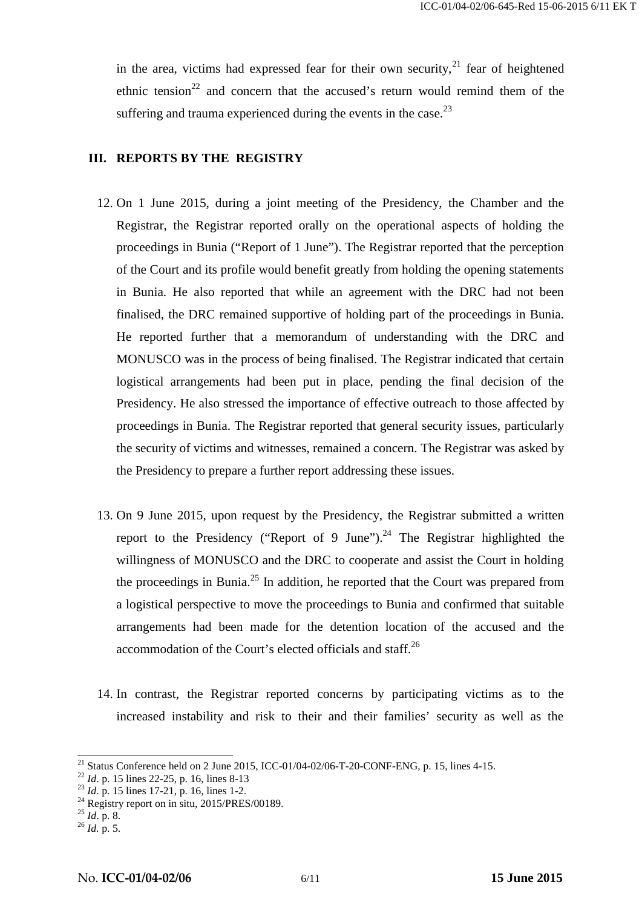in the area, victims had expressed fear for their own security,[21] fear of heightened ethnic tension[22] and concern that the accused's return would remind them of the suffering and trauma experienced during the events in the case.[23]

## III. REPORTS BY THE REGISTRY

12. On 1 June 2015, during a joint meeting of the Presidency, the Chamber and the Registrar, the Registrar reported orally on the operational aspects of holding the proceedings in Bunia ("Report of 1 June"). The Registrar reported that the perception of the Court and its profile would benefit greatly from holding the opening statements in Bunia. He also reported that while an agreement with the DRC had not been finalised, the DRC remained supportive of holding part of the proceedings in Bunia. He reported further that a memorandum of understanding with the DRC and MONUSCO was in the process of being finalised. The Registrar indicated that certain logistical arrangements had been put in place, pending the final decision of the Presidency. He also stressed the importance of effective outreach to those affected by proceedings in Bunia. The Registrar reported that general security issues, particularly the security of victims and witnesses, remained a concern. The Registrar was asked by the Presidency to prepare a further report addressing these issues.

13. On 9 June 2015, upon request by the Presidency, the Registrar submitted a written report to the Presidency ("Report of 9 June").[24] The Registrar highlighted the willingness of MONUSCO and the DRC to cooperate and assist the Court in holding the proceedings in Bunia.[25] In addition, he reported that the Court was prepared from a logistical perspective to move the proceedings to Bunia and confirmed that suitable arrangements had been made for the detention location of the accused and the accommodation of the Court's elected officials and staff.[26]

14. In contrast, the Registrar reported concerns by participating victims as to the increased instability and risk to their and their families' security as well as the

---

[21] Status Conference held on 2 June 2015, ICC-01/04-02/06-T-20-CONF-ENG, p. 15, lines 4-15.
[22] *Id*. p. 15 lines 22-25, p. 16, lines 8-13
[23] *Id*. p. 15 lines 17-21, p. 16, lines 1-2.
[24] Registry report on in situ, 2015/PRES/00189.
[25] *Id*. p. 8.
[26] *Id.* p. 5.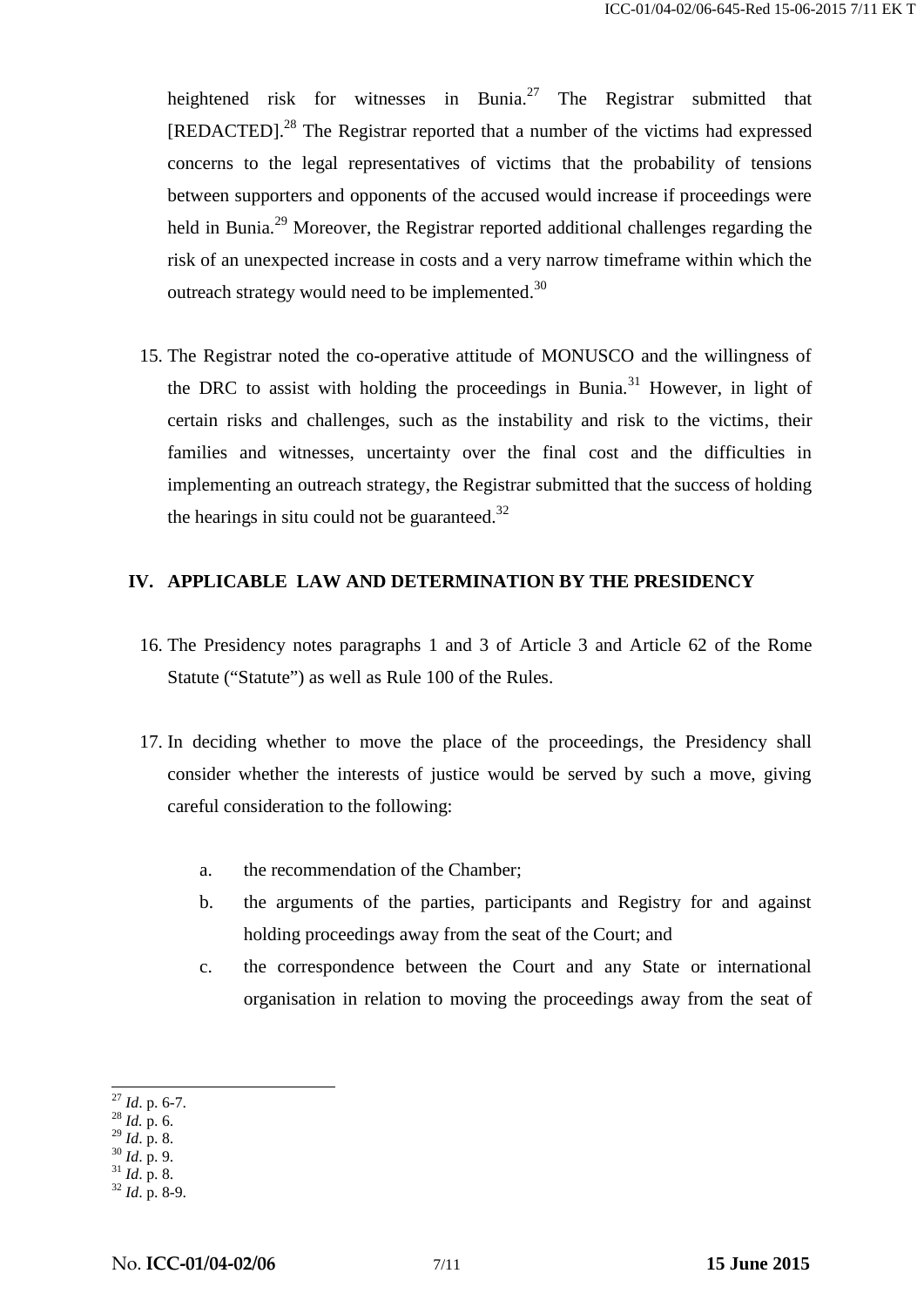heightened risk for witnesses in Bunia.[27] The Registrar submitted that [REDACTED].[28] The Registrar reported that a number of the victims had expressed concerns to the legal representatives of victims that the probability of tensions between supporters and opponents of the accused would increase if proceedings were held in Bunia.[29] Moreover, the Registrar reported additional challenges regarding the risk of an unexpected increase in costs and a very narrow timeframe within which the outreach strategy would need to be implemented.[30]

15. The Registrar noted the co-operative attitude of MONUSCO and the willingness of the DRC to assist with holding the proceedings in Bunia.[31] However, in light of certain risks and challenges, such as the instability and risk to the victims, their families and witnesses, uncertainty over the final cost and the difficulties in implementing an outreach strategy, the Registrar submitted that the success of holding the hearings in situ could not be guaranteed.[32]

## IV. APPLICABLE LAW AND DETERMINATION BY THE PRESIDENCY

16. The Presidency notes paragraphs 1 and 3 of Article 3 and Article 62 of the Rome Statute ("Statute") as well as Rule 100 of the Rules.

17. In deciding whether to move the place of the proceedings, the Presidency shall consider whether the interests of justice would be served by such a move, giving careful consideration to the following:

    a. the recommendation of the Chamber;

    b. the arguments of the parties, participants and Registry for and against holding proceedings away from the seat of the Court; and

    c. the correspondence between the Court and any State or international organisation in relation to moving the proceedings away from the seat of

---

[27] *Id*. p. 6-7.
[28] *Id.* p. 6.
[29] *Id*. p. 8.
[30] *Id*. p. 9.
[31] *Id*. p. 8.
[32] *Id*. p. 8-9.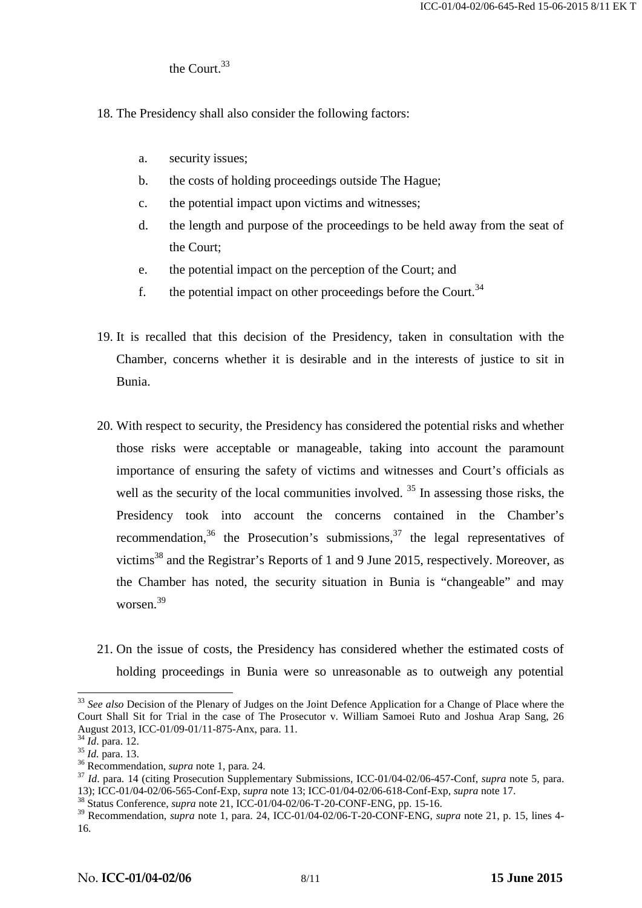the Court.[33]

18. The Presidency shall also consider the following factors:

    a. security issues;
    b. the costs of holding proceedings outside The Hague;
    c. the potential impact upon victims and witnesses;
    d. the length and purpose of the proceedings to be held away from the seat of the Court;
    e. the potential impact on the perception of the Court; and
    f. the potential impact on other proceedings before the Court.[34]

19. It is recalled that this decision of the Presidency, taken in consultation with the Chamber, concerns whether it is desirable and in the interests of justice to sit in Bunia.

20. With respect to security, the Presidency has considered the potential risks and whether those risks were acceptable or manageable, taking into account the paramount importance of ensuring the safety of victims and witnesses and Court's officials as well as the security of the local communities involved.[35] In assessing those risks, the Presidency took into account the concerns contained in the Chamber's recommendation,[36] the Prosecution's submissions,[37] the legal representatives of victims[38] and the Registrar's Reports of 1 and 9 June 2015, respectively. Moreover, as the Chamber has noted, the security situation in Bunia is "changeable" and may worsen.[39]

21. On the issue of costs, the Presidency has considered whether the estimated costs of holding proceedings in Bunia were so unreasonable as to outweigh any potential

---

[33] *See also* Decision of the Plenary of Judges on the Joint Defence Application for a Change of Place where the Court Shall Sit for Trial in the case of The Prosecutor v. William Samoei Ruto and Joshua Arap Sang, 26 August 2013, ICC-01/09-01/11-875-Anx, para. 11.

[34] *Id*. para. 12.

[35] *Id.* para. 13.

[36] Recommendation, *supra* note 1, para. 24.

[37] *Id*. para. 14 (citing Prosecution Supplementary Submissions, ICC-01/04-02/06-457-Conf, *supra* note 5, para. 13); ICC-01/04-02/06-565-Conf-Exp, *supra* note 13; ICC-01/04-02/06-618-Conf-Exp, *supra* note 17.

[38] Status Conference, *supra* note 21, ICC-01/04-02/06-T-20-CONF-ENG, pp. 15-16.

[39] Recommendation, *supra* note 1, para. 24, ICC-01/04-02/06-T-20-CONF-ENG, *supra* note 21, p. 15, lines 4-16.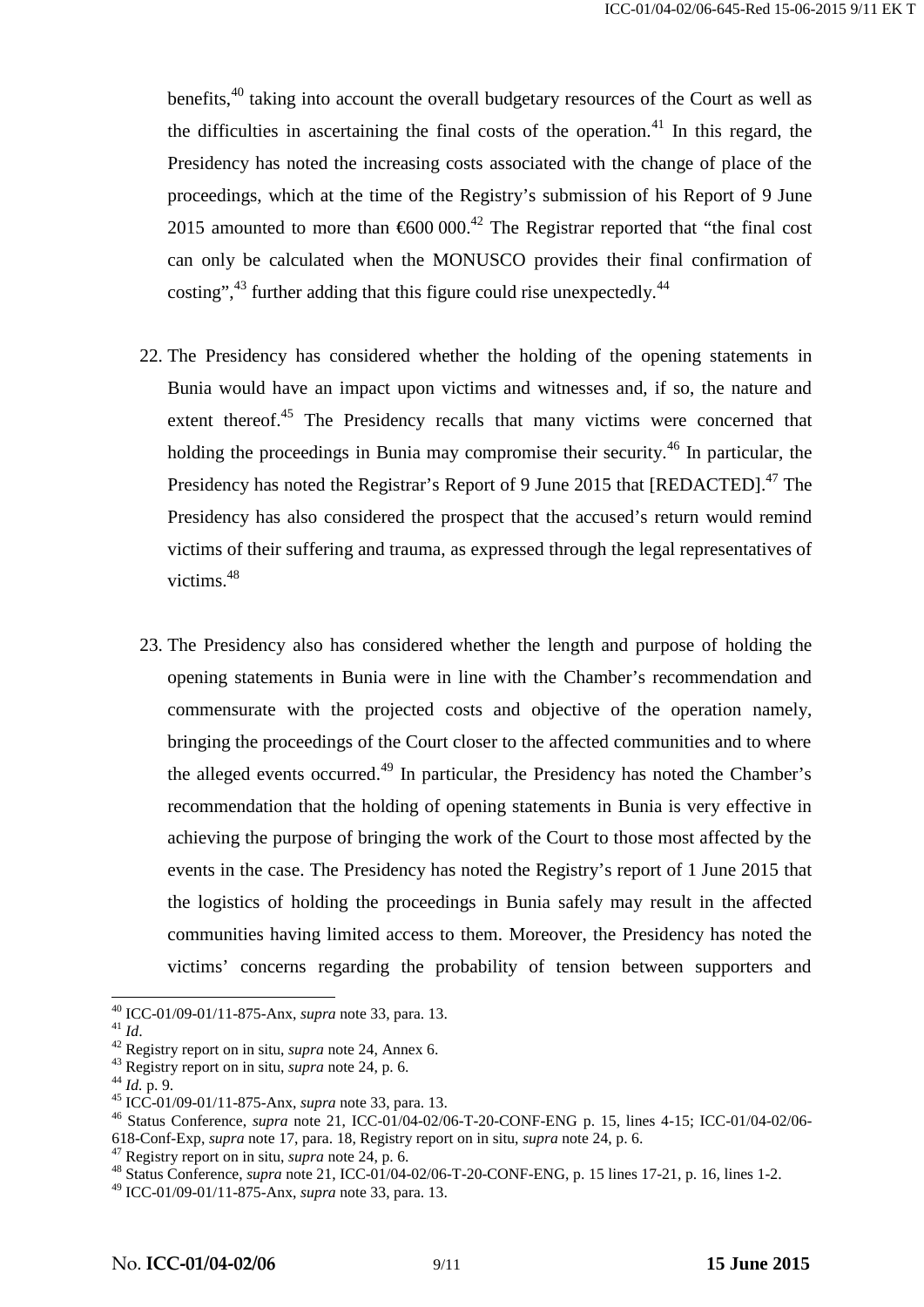benefits,[40] taking into account the overall budgetary resources of the Court as well as the difficulties in ascertaining the final costs of the operation.[41] In this regard, the Presidency has noted the increasing costs associated with the change of place of the proceedings, which at the time of the Registry's submission of his Report of 9 June 2015 amounted to more than €600 000.[42] The Registrar reported that "the final cost can only be calculated when the MONUSCO provides their final confirmation of costing",[43] further adding that this figure could rise unexpectedly.[44]

22. The Presidency has considered whether the holding of the opening statements in Bunia would have an impact upon victims and witnesses and, if so, the nature and extent thereof.[45] The Presidency recalls that many victims were concerned that holding the proceedings in Bunia may compromise their security.[46] In particular, the Presidency has noted the Registrar's Report of 9 June 2015 that [REDACTED].[47] The Presidency has also considered the prospect that the accused's return would remind victims of their suffering and trauma, as expressed through the legal representatives of victims.[48]

23. The Presidency also has considered whether the length and purpose of holding the opening statements in Bunia were in line with the Chamber's recommendation and commensurate with the projected costs and objective of the operation namely, bringing the proceedings of the Court closer to the affected communities and to where the alleged events occurred.[49] In particular, the Presidency has noted the Chamber's recommendation that the holding of opening statements in Bunia is very effective in achieving the purpose of bringing the work of the Court to those most affected by the events in the case. The Presidency has noted the Registry's report of 1 June 2015 that the logistics of holding the proceedings in Bunia safely may result in the affected communities having limited access to them. Moreover, the Presidency has noted the victims' concerns regarding the probability of tension between supporters and

---

[40] ICC-01/09-01/11-875-Anx, *supra* note 33, para. 13.
[41] *Id*.
[42] Registry report on in situ, *supra* note 24, Annex 6.
[43] Registry report on in situ, *supra* note 24, p. 6.
[44] *Id.* p. 9.
[45] ICC-01/09-01/11-875-Anx, *supra* note 33, para. 13.
[46] Status Conference, *supra* note 21, ICC-01/04-02/06-T-20-CONF-ENG p. 15, lines 4-15; ICC-01/04-02/06-618-Conf-Exp, *supra* note 17, para. 18, Registry report on in situ, *supra* note 24, p. 6.
[47] Registry report on in situ, *supra* note 24, p. 6.
[48] Status Conference, *supra* note 21, ICC-01/04-02/06-T-20-CONF-ENG, p. 15 lines 17-21, p. 16, lines 1-2.
[49] ICC-01/09-01/11-875-Anx, *supra* note 33, para. 13.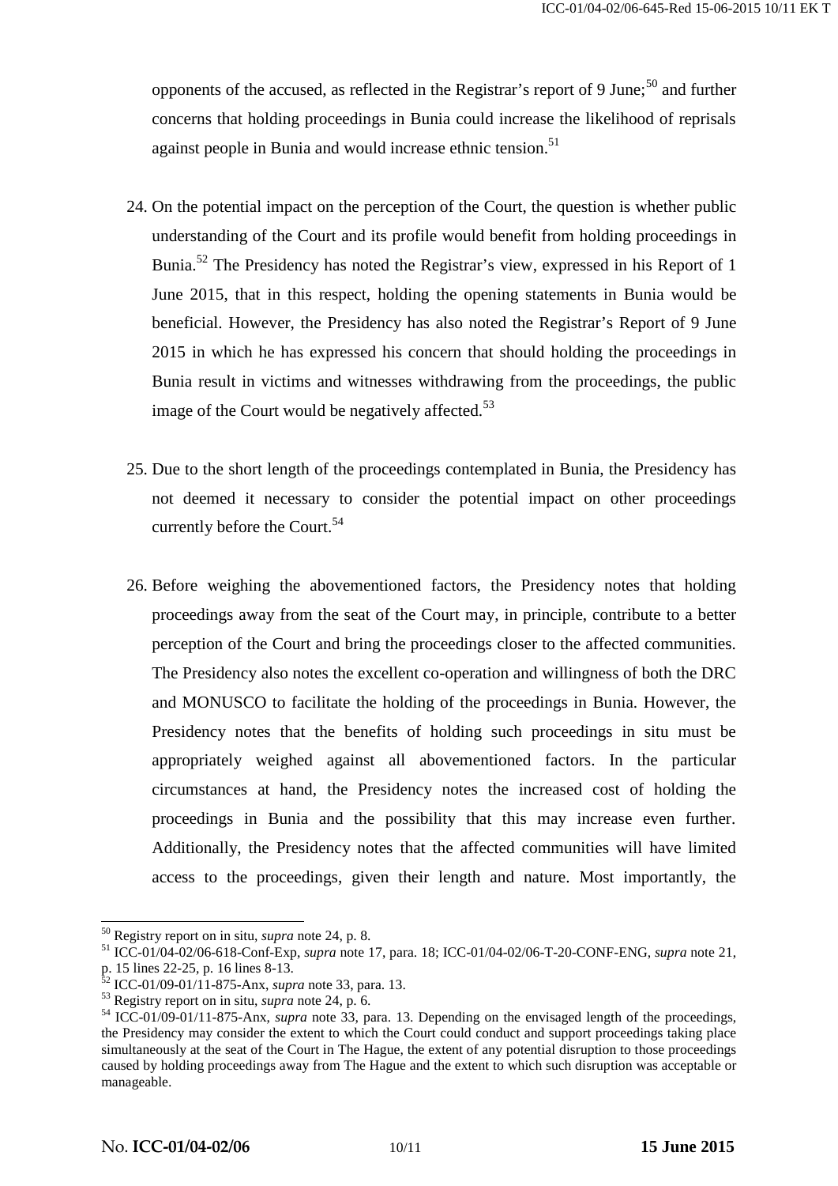opponents of the accused, as reflected in the Registrar's report of 9 June;[50] and further concerns that holding proceedings in Bunia could increase the likelihood of reprisals against people in Bunia and would increase ethnic tension.[51]

24. On the potential impact on the perception of the Court, the question is whether public understanding of the Court and its profile would benefit from holding proceedings in Bunia.[52] The Presidency has noted the Registrar's view, expressed in his Report of 1 June 2015, that in this respect, holding the opening statements in Bunia would be beneficial. However, the Presidency has also noted the Registrar's Report of 9 June 2015 in which he has expressed his concern that should holding the proceedings in Bunia result in victims and witnesses withdrawing from the proceedings, the public image of the Court would be negatively affected.[53]

25. Due to the short length of the proceedings contemplated in Bunia, the Presidency has not deemed it necessary to consider the potential impact on other proceedings currently before the Court.[54]

26. Before weighing the abovementioned factors, the Presidency notes that holding proceedings away from the seat of the Court may, in principle, contribute to a better perception of the Court and bring the proceedings closer to the affected communities. The Presidency also notes the excellent co-operation and willingness of both the DRC and MONUSCO to facilitate the holding of the proceedings in Bunia. However, the Presidency notes that the benefits of holding such proceedings in situ must be appropriately weighed against all abovementioned factors. In the particular circumstances at hand, the Presidency notes the increased cost of holding the proceedings in Bunia and the possibility that this may increase even further. Additionally, the Presidency notes that the affected communities will have limited access to the proceedings, given their length and nature. Most importantly, the

---

[50] Registry report on in situ, *supra* note 24, p. 8.

[51] ICC-01/04-02/06-618-Conf-Exp, *supra* note 17, para. 18; ICC-01/04-02/06-T-20-CONF-ENG, *supra* note 21, p. 15 lines 22-25, p. 16 lines 8-13.

[52] ICC-01/09-01/11-875-Anx, *supra* note 33, para. 13.

[53] Registry report on in situ, *supra* note 24, p. 6.

[54] ICC-01/09-01/11-875-Anx, *supra* note 33, para. 13. Depending on the envisaged length of the proceedings, the Presidency may consider the extent to which the Court could conduct and support proceedings taking place simultaneously at the seat of the Court in The Hague, the extent of any potential disruption to those proceedings caused by holding proceedings away from The Hague and the extent to which such disruption was acceptable or manageable.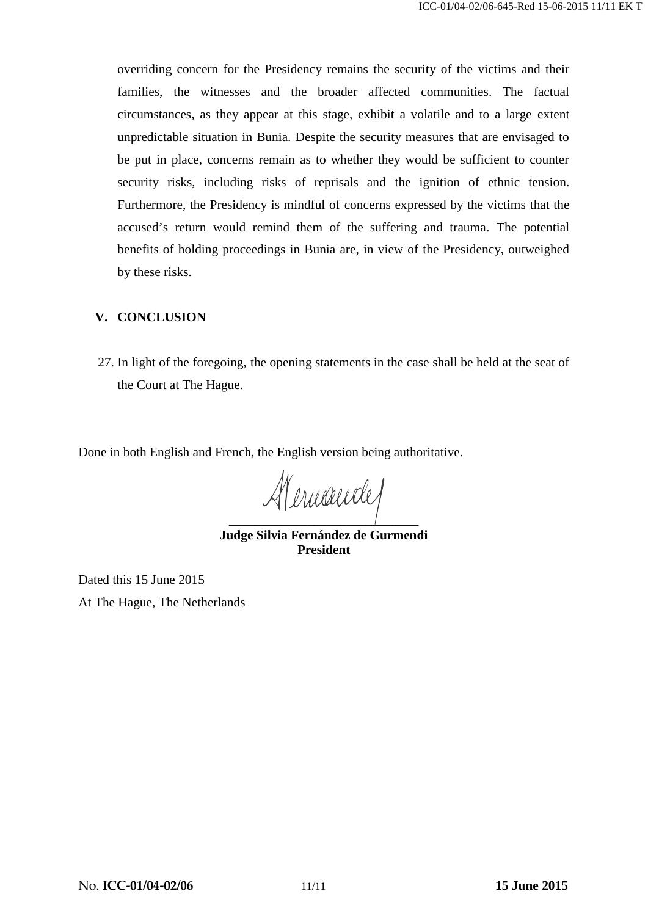overriding concern for the Presidency remains the security of the victims and their families, the witnesses and the broader affected communities. The factual circumstances, as they appear at this stage, exhibit a volatile and to a large extent unpredictable situation in Bunia. Despite the security measures that are envisaged to be put in place, concerns remain as to whether they would be sufficient to counter security risks, including risks of reprisals and the ignition of ethnic tension. Furthermore, the Presidency is mindful of concerns expressed by the victims that the accused's return would remind them of the suffering and trauma. The potential benefits of holding proceedings in Bunia are, in view of the Presidency, outweighed by these risks.

## V. CONCLUSION

27. In light of the foregoing, the opening statements in the case shall be held at the seat of the Court at The Hague.

Done in both English and French, the English version being authoritative.

**Judge Silvia Fernández de Gurmendi**
**President**

Dated this 15 June 2015

At The Hague, The Netherlands